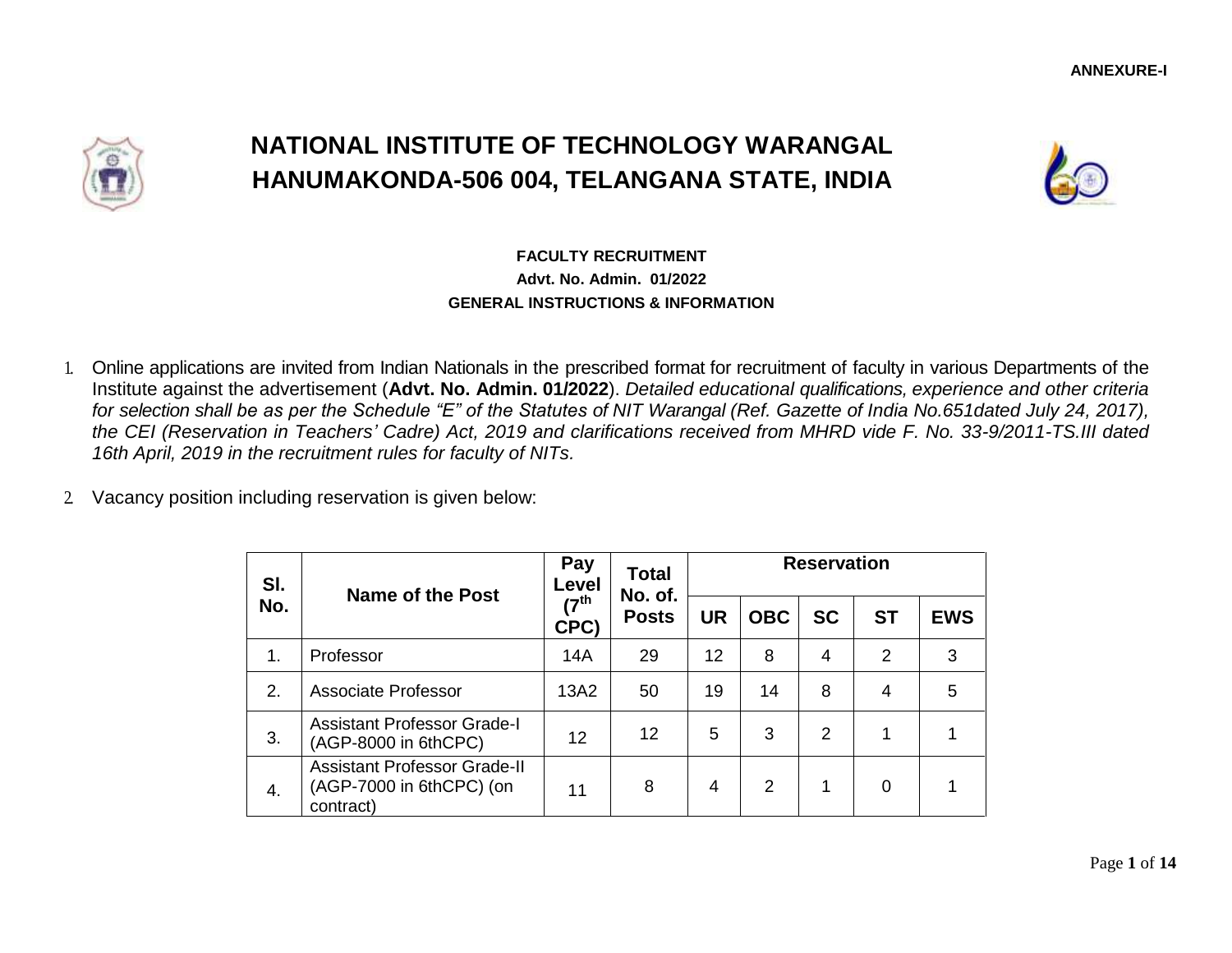**ANNEXURE-I**

# NATIONAL INSTITUTE OF TECHNOLOGY WARANGAL
# HANUMAKONDA-506 004, TELANGANA STATE, INDIA

**FACULTY RECRUITMENT**
**Advt. No. Admin. 01/2022**
**GENERAL INSTRUCTIONS & INFORMATION**

1. Online applications are invited from Indian Nationals in the prescribed format for recruitment of faculty in various Departments of the Institute against the advertisement (**Advt. No. Admin. 01/2022**). *Detailed educational qualifications, experience and other criteria for selection shall be as per the Schedule "E" of the Statutes of NIT Warangal (Ref. Gazette of India No.651dated July 24, 2017), the CEI (Reservation in Teachers' Cadre) Act, 2019 and clarifications received from MHRD vide F. No. 33-9/2011-TS.III dated 16th April, 2019 in the recruitment rules for faculty of NITs.*

2. Vacancy position including reservation is given below:

| Sl. No. | Name of the Post | Pay Level (7th CPC) | Total No. of. Posts | Reservation | | | | |
|---|---|---|---|---|---|---|---|---|
| | | | | UR | OBC | SC | ST | EWS |
| 1. | Professor | 14A | 29 | 12 | 8 | 4 | 2 | 3 |
| 2. | Associate Professor | 13A2 | 50 | 19 | 14 | 8 | 4 | 5 |
| 3. | Assistant Professor Grade-I (AGP-8000 in 6thCPC) | 12 | 12 | 5 | 3 | 2 | 1 | 1 |
| 4. | Assistant Professor Grade-II (AGP-7000 in 6thCPC) (on contract) | 11 | 8 | 4 | 2 | 1 | 0 | 1 |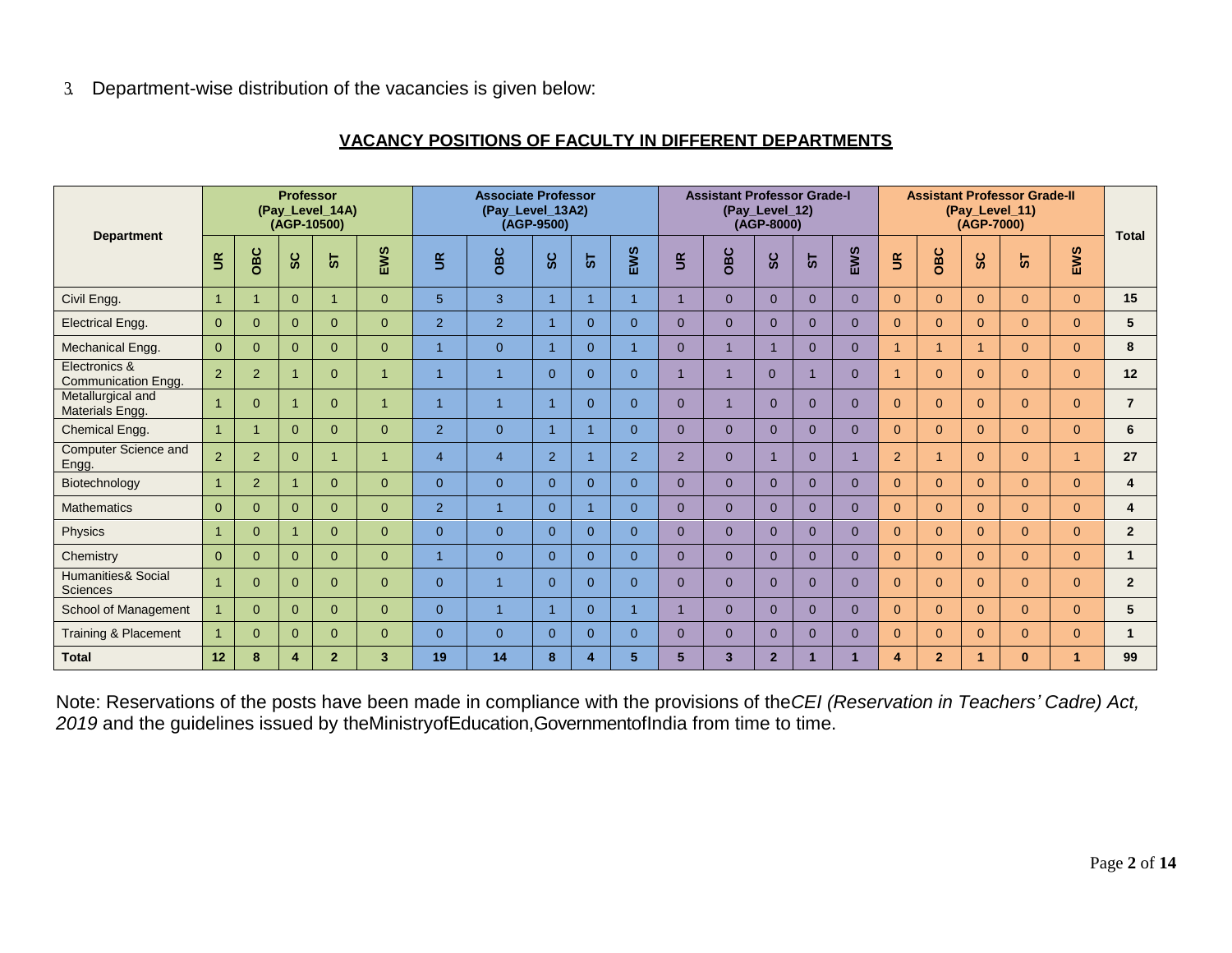3. Department-wise distribution of the vacancies is given below:

## VACANCY POSITIONS OF FACULTY IN DIFFERENT DEPARTMENTS

| Department | Professor (Pay_Level_14A) (AGP-10500) | | | | | Associate Professor (Pay_Level_13A2) (AGP-9500) | | | | | Assistant Professor Grade-I (Pay_Level_12) (AGP-8000) | | | | | Assistant Professor Grade-II (Pay_Level_11) (AGP-7000) | | | | | Total |
|---|---|---|---|---|---|---|---|---|---|---|---|---|---|---|---|---|---|---|---|---|---|
| | UR | OBC | SC | ST | EWS | UR | OBC | SC | ST | EWS | UR | OBC | SC | ST | EWS | UR | OBC | SC | ST | EWS | |
| Civil Engg. | 1 | 1 | 0 | 1 | 0 | 5 | 3 | 1 | 1 | 1 | 1 | 0 | 0 | 0 | 0 | 0 | 0 | 0 | 0 | 0 | 15 |
| Electrical Engg. | 0 | 0 | 0 | 0 | 0 | 2 | 2 | 1 | 0 | 0 | 0 | 0 | 0 | 0 | 0 | 0 | 0 | 0 | 0 | 0 | 5 |
| Mechanical Engg. | 0 | 0 | 0 | 0 | 0 | 1 | 0 | 1 | 0 | 1 | 0 | 1 | 1 | 0 | 0 | 1 | 1 | 1 | 0 | 0 | 8 |
| Electronics & Communication Engg. | 2 | 2 | 1 | 0 | 1 | 1 | 1 | 0 | 0 | 0 | 1 | 1 | 0 | 1 | 0 | 1 | 0 | 0 | 0 | 0 | 12 |
| Metallurgical and Materials Engg. | 1 | 0 | 1 | 0 | 1 | 1 | 1 | 1 | 0 | 0 | 0 | 1 | 0 | 0 | 0 | 0 | 0 | 0 | 0 | 0 | 7 |
| Chemical Engg. | 1 | 1 | 0 | 0 | 0 | 2 | 0 | 1 | 1 | 0 | 0 | 0 | 0 | 0 | 0 | 0 | 0 | 0 | 0 | 0 | 6 |
| Computer Science and Engg. | 2 | 2 | 0 | 1 | 1 | 4 | 4 | 2 | 1 | 2 | 2 | 0 | 1 | 0 | 1 | 2 | 1 | 0 | 0 | 1 | 27 |
| Biotechnology | 1 | 2 | 1 | 0 | 0 | 0 | 0 | 0 | 0 | 0 | 0 | 0 | 0 | 0 | 0 | 0 | 0 | 0 | 0 | 0 | 4 |
| Mathematics | 0 | 0 | 0 | 0 | 0 | 2 | 1 | 0 | 1 | 0 | 0 | 0 | 0 | 0 | 0 | 0 | 0 | 0 | 0 | 0 | 4 |
| Physics | 1 | 0 | 1 | 0 | 0 | 0 | 0 | 0 | 0 | 0 | 0 | 0 | 0 | 0 | 0 | 0 | 0 | 0 | 0 | 0 | 2 |
| Chemistry | 0 | 0 | 0 | 0 | 0 | 1 | 0 | 0 | 0 | 0 | 0 | 0 | 0 | 0 | 0 | 0 | 0 | 0 | 0 | 0 | 1 |
| Humanities& Social Sciences | 1 | 0 | 0 | 0 | 0 | 0 | 1 | 0 | 0 | 0 | 0 | 0 | 0 | 0 | 0 | 0 | 0 | 0 | 0 | 0 | 2 |
| School of Management | 1 | 0 | 0 | 0 | 0 | 0 | 1 | 1 | 0 | 1 | 1 | 0 | 0 | 0 | 0 | 0 | 0 | 0 | 0 | 0 | 5 |
| Training & Placement | 1 | 0 | 0 | 0 | 0 | 0 | 0 | 0 | 0 | 0 | 0 | 0 | 0 | 0 | 0 | 0 | 0 | 0 | 0 | 0 | 1 |
| **Total** | **12** | **8** | **4** | **2** | **3** | **19** | **14** | **8** | **4** | **5** | **5** | **3** | **2** | **1** | **1** | **4** | **2** | **1** | **0** | **1** | **99** |

Note: Reservations of the posts have been made in compliance with the provisions of the *CEI (Reservation in Teachers' Cadre) Act, 2019* and the guidelines issued by the Ministry of Education, Government of India from time to time.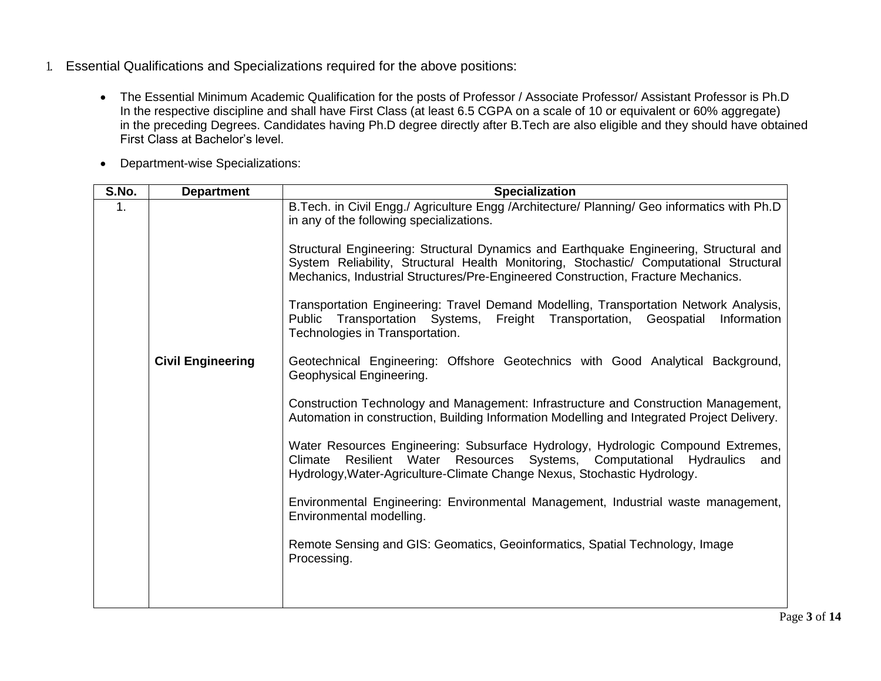1. Essential Qualifications and Specializations required for the above positions:

- The Essential Minimum Academic Qualification for the posts of Professor / Associate Professor/ Assistant Professor is Ph.D In the respective discipline and shall have First Class (at least 6.5 CGPA on a scale of 10 or equivalent or 60% aggregate) in the preceding Degrees. Candidates having Ph.D degree directly after B.Tech are also eligible and they should have obtained First Class at Bachelor's level.

- Department-wise Specializations:

| S.No. | Department | Specialization |
|---|---|---|
| 1. | **Civil Engineering** | B.Tech. in Civil Engg./ Agriculture Engg /Architecture/ Planning/ Geo informatics with Ph.D in any of the following specializations.<br><br>Structural Engineering: Structural Dynamics and Earthquake Engineering, Structural and System Reliability, Structural Health Monitoring, Stochastic/ Computational Structural Mechanics, Industrial Structures/Pre-Engineered Construction, Fracture Mechanics.<br><br>Transportation Engineering: Travel Demand Modelling, Transportation Network Analysis, Public Transportation Systems, Freight Transportation, Geospatial Information Technologies in Transportation.<br><br>Geotechnical Engineering: Offshore Geotechnics with Good Analytical Background, Geophysical Engineering.<br><br>Construction Technology and Management: Infrastructure and Construction Management, Automation in construction, Building Information Modelling and Integrated Project Delivery.<br><br>Water Resources Engineering: Subsurface Hydrology, Hydrologic Compound Extremes, Climate Resilient Water Resources Systems, Computational Hydraulics and Hydrology,Water-Agriculture-Climate Change Nexus, Stochastic Hydrology.<br><br>Environmental Engineering: Environmental Management, Industrial waste management, Environmental modelling.<br><br>Remote Sensing and GIS: Geomatics, Geoinformatics, Spatial Technology, Image Processing. |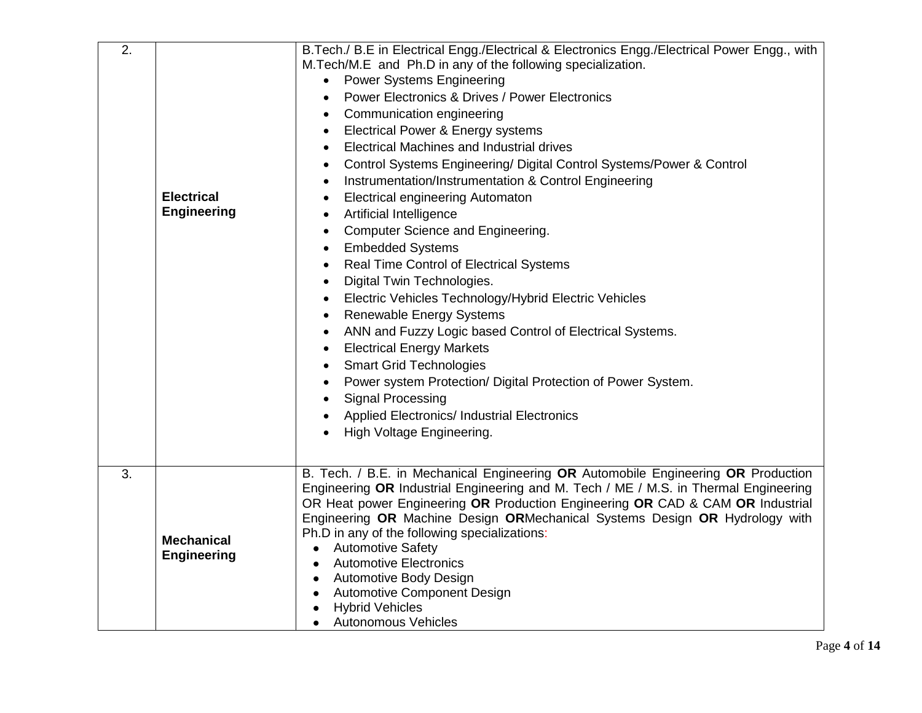| | | |
|---|---|---|
| 2. | **Electrical Engineering** | B.Tech./ B.E in Electrical Engg./Electrical & Electronics Engg./Electrical Power Engg., with M.Tech/M.E and Ph.D in any of the following specialization.<br>• Power Systems Engineering<br>• Power Electronics & Drives / Power Electronics<br>• Communication engineering<br>• Electrical Power & Energy systems<br>• Electrical Machines and Industrial drives<br>• Control Systems Engineering/ Digital Control Systems/Power & Control<br>• Instrumentation/Instrumentation & Control Engineering<br>• Electrical engineering Automaton<br>• Artificial Intelligence<br>• Computer Science and Engineering.<br>• Embedded Systems<br>• Real Time Control of Electrical Systems<br>• Digital Twin Technologies.<br>• Electric Vehicles Technology/Hybrid Electric Vehicles<br>• Renewable Energy Systems<br>• ANN and Fuzzy Logic based Control of Electrical Systems.<br>• Electrical Energy Markets<br>• Smart Grid Technologies<br>• Power system Protection/ Digital Protection of Power System.<br>• Signal Processing<br>• Applied Electronics/ Industrial Electronics<br>• High Voltage Engineering. |
| 3. | **Mechanical Engineering** | B. Tech. / B.E. in Mechanical Engineering **OR** Automobile Engineering **OR** Production Engineering **OR** Industrial Engineering and M. Tech / ME / M.S. in Thermal Engineering OR Heat power Engineering **OR** Production Engineering **OR** CAD & CAM **OR** Industrial Engineering **OR** Machine Design **OR**Mechanical Systems Design **OR** Hydrology with Ph.D in any of the following specializations:<br>• Automotive Safety<br>• Automotive Electronics<br>• Automotive Body Design<br>• Automotive Component Design<br>• Hybrid Vehicles<br>• Autonomous Vehicles |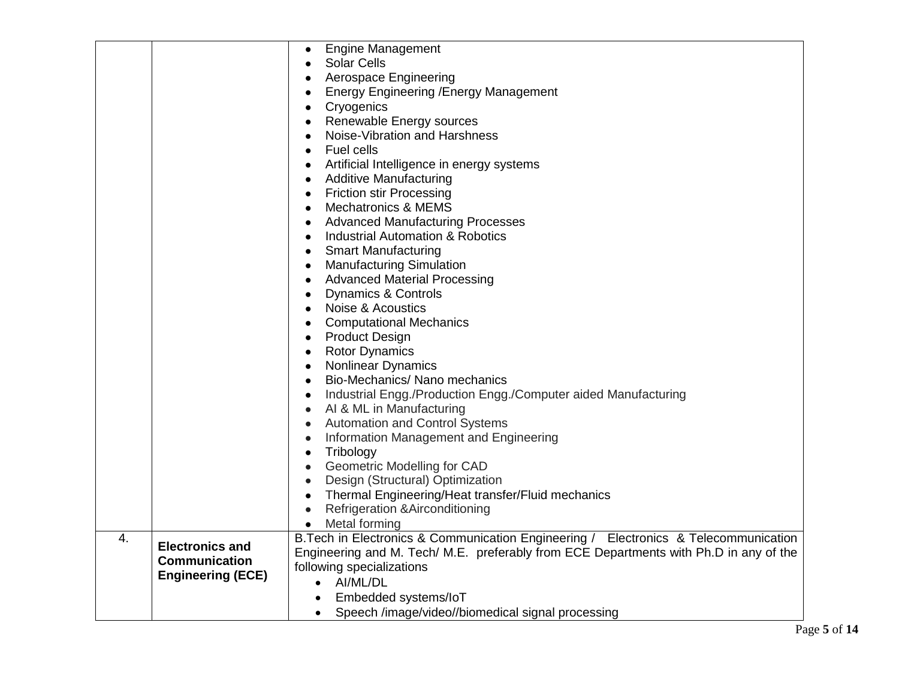| | | |
|---|---|---|
| | | • Engine Management<br>• Solar Cells<br>• Aerospace Engineering<br>• Energy Engineering /Energy Management<br>• Cryogenics<br>• Renewable Energy sources<br>• Noise-Vibration and Harshness<br>• Fuel cells<br>• Artificial Intelligence in energy systems<br>• Additive Manufacturing<br>• Friction stir Processing<br>• Mechatronics & MEMS<br>• Advanced Manufacturing Processes<br>• Industrial Automation & Robotics<br>• Smart Manufacturing<br>• Manufacturing Simulation<br>• Advanced Material Processing<br>• Dynamics & Controls<br>• Noise & Acoustics<br>• Computational Mechanics<br>• Product Design<br>• Rotor Dynamics<br>• Nonlinear Dynamics<br>• Bio-Mechanics/ Nano mechanics<br>• Industrial Engg./Production Engg./Computer aided Manufacturing<br>• AI & ML in Manufacturing<br>• Automation and Control Systems<br>• Information Management and Engineering<br>• Tribology<br>• Geometric Modelling for CAD<br>• Design (Structural) Optimization<br>• Thermal Engineering/Heat transfer/Fluid mechanics<br>• Refrigeration &Airconditioning<br>• Metal forming |
| 4. | **Electronics and Communication Engineering (ECE)** | B.Tech in Electronics & Communication Engineering / Electronics & Telecommunication Engineering and M. Tech/ M.E. preferably from ECE Departments with Ph.D in any of the following specializations<br>• AI/ML/DL<br>• Embedded systems/IoT<br>• Speech /image/video//biomedical signal processing |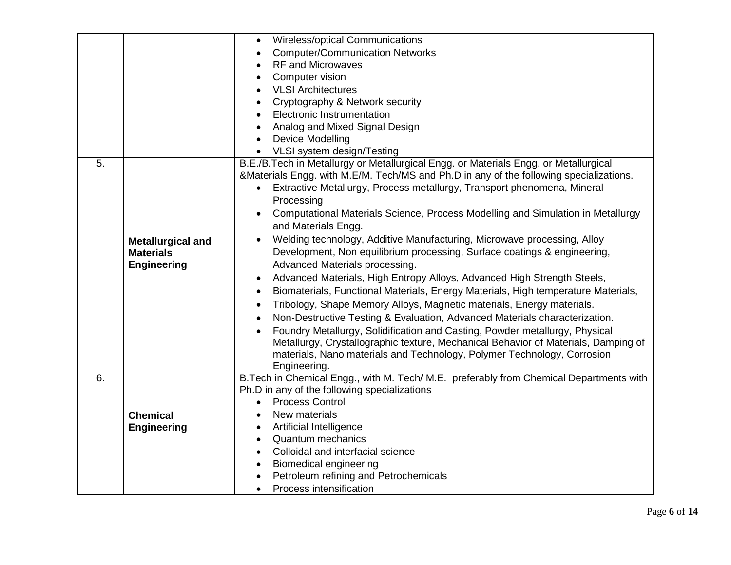| | | |
|---|---|---|
| | | • Wireless/optical Communications<br>• Computer/Communication Networks<br>• RF and Microwaves<br>• Computer vision<br>• VLSI Architectures<br>• Cryptography & Network security<br>• Electronic Instrumentation<br>• Analog and Mixed Signal Design<br>• Device Modelling<br>• VLSI system design/Testing |
| 5. | **Metallurgical and Materials Engineering** | B.E./B.Tech in Metallurgy or Metallurgical Engg. or Materials Engg. or Metallurgical &Materials Engg. with M.E/M. Tech/MS and Ph.D in any of the following specializations.<br>• Extractive Metallurgy, Process metallurgy, Transport phenomena, Mineral Processing<br>• Computational Materials Science, Process Modelling and Simulation in Metallurgy and Materials Engg.<br>• Welding technology, Additive Manufacturing, Microwave processing, Alloy Development, Non equilibrium processing, Surface coatings & engineering, Advanced Materials processing.<br>• Advanced Materials, High Entropy Alloys, Advanced High Strength Steels,<br>• Biomaterials, Functional Materials, Energy Materials, High temperature Materials,<br>• Tribology, Shape Memory Alloys, Magnetic materials, Energy materials.<br>• Non-Destructive Testing & Evaluation, Advanced Materials characterization.<br>• Foundry Metallurgy, Solidification and Casting, Powder metallurgy, Physical Metallurgy, Crystallographic texture, Mechanical Behavior of Materials, Damping of materials, Nano materials and Technology, Polymer Technology, Corrosion Engineering. |
| 6. | **Chemical Engineering** | B.Tech in Chemical Engg., with M. Tech/ M.E. preferably from Chemical Departments with Ph.D in any of the following specializations<br>• Process Control<br>• New materials<br>• Artificial Intelligence<br>• Quantum mechanics<br>• Colloidal and interfacial science<br>• Biomedical engineering<br>• Petroleum refining and Petrochemicals<br>• Process intensification |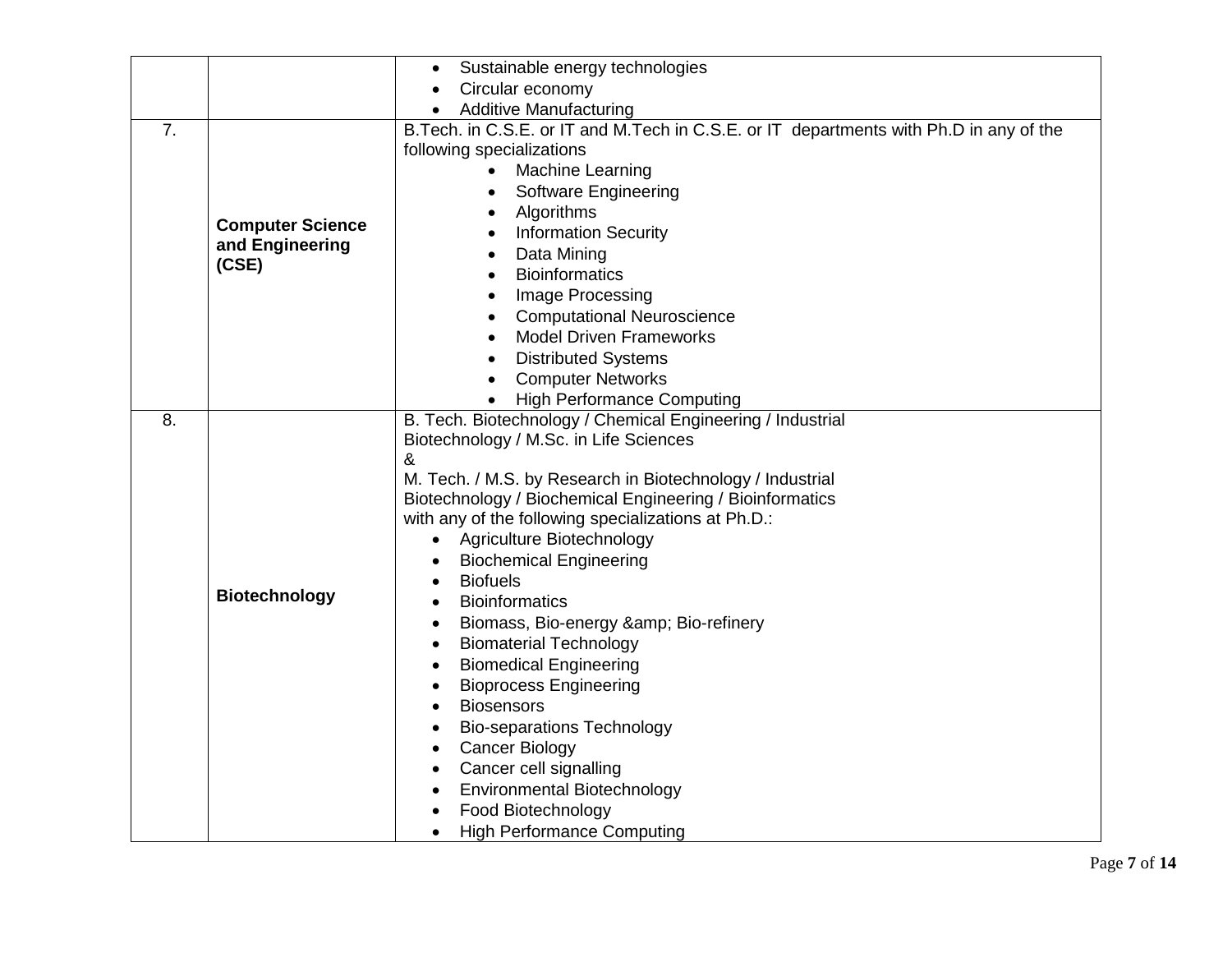| | | |
|---|---|---|
| | | • Sustainable energy technologies<br>• Circular economy<br>• Additive Manufacturing |
| 7. | **Computer Science and Engineering (CSE)** | B.Tech. in C.S.E. or IT and M.Tech in C.S.E. or IT departments with Ph.D in any of the following specializations<br>• Machine Learning<br>• Software Engineering<br>• Algorithms<br>• Information Security<br>• Data Mining<br>• Bioinformatics<br>• Image Processing<br>• Computational Neuroscience<br>• Model Driven Frameworks<br>• Distributed Systems<br>• Computer Networks<br>• High Performance Computing |
| 8. | **Biotechnology** | B. Tech. Biotechnology / Chemical Engineering / Industrial Biotechnology / M.Sc. in Life Sciences<br>&<br>M. Tech. / M.S. by Research in Biotechnology / Industrial Biotechnology / Biochemical Engineering / Bioinformatics with any of the following specializations at Ph.D.:<br>• Agriculture Biotechnology<br>• Biochemical Engineering<br>• Biofuels<br>• Bioinformatics<br>• Biomass, Bio-energy &amp; Bio-refinery<br>• Biomaterial Technology<br>• Biomedical Engineering<br>• Bioprocess Engineering<br>• Biosensors<br>• Bio-separations Technology<br>• Cancer Biology<br>• Cancer cell signalling<br>• Environmental Biotechnology<br>• Food Biotechnology<br>• High Performance Computing |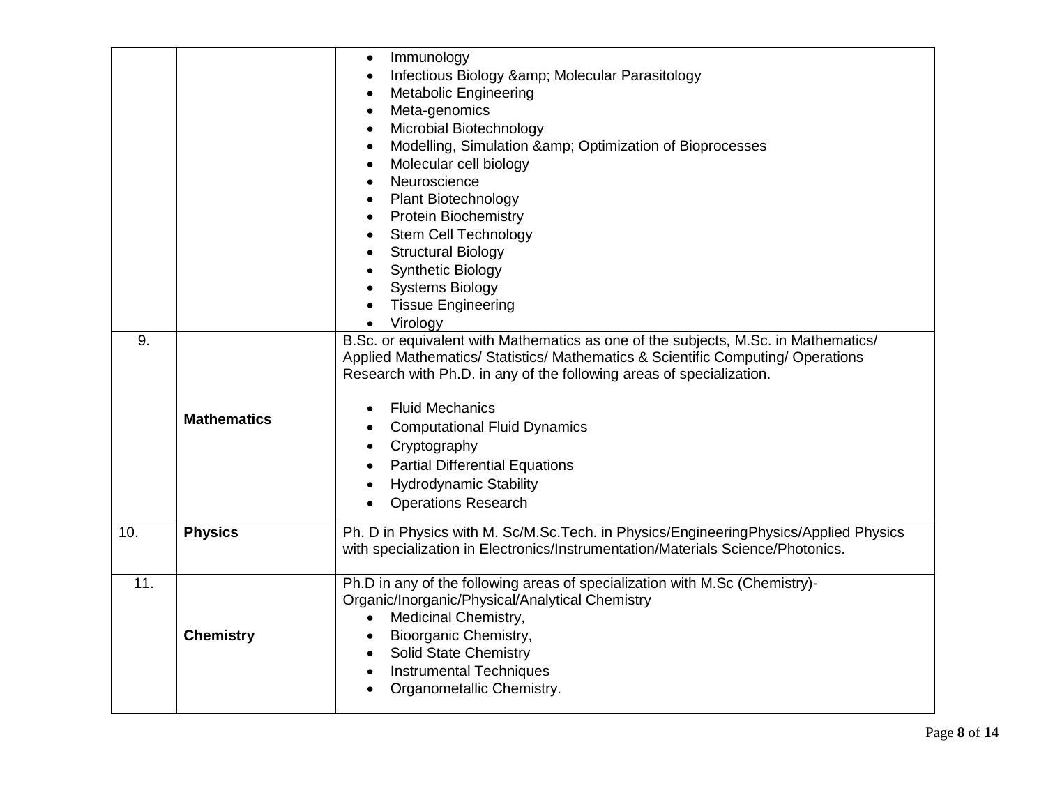| | | |
|---|---|---|
| | | • Immunology<br>• Infectious Biology &amp; Molecular Parasitology<br>• Metabolic Engineering<br>• Meta-genomics<br>• Microbial Biotechnology<br>• Modelling, Simulation &amp; Optimization of Bioprocesses<br>• Molecular cell biology<br>• Neuroscience<br>• Plant Biotechnology<br>• Protein Biochemistry<br>• Stem Cell Technology<br>• Structural Biology<br>• Synthetic Biology<br>• Systems Biology<br>• Tissue Engineering<br>• Virology |
| 9. | **Mathematics** | B.Sc. or equivalent with Mathematics as one of the subjects, M.Sc. in Mathematics/ Applied Mathematics/ Statistics/ Mathematics & Scientific Computing/ Operations Research with Ph.D. in any of the following areas of specialization.<br><br>• Fluid Mechanics<br>• Computational Fluid Dynamics<br>• Cryptography<br>• Partial Differential Equations<br>• Hydrodynamic Stability<br>• Operations Research |
| 10. | **Physics** | Ph. D in Physics with M. Sc/M.Sc.Tech. in Physics/EngineeringPhysics/Applied Physics with specialization in Electronics/Instrumentation/Materials Science/Photonics. |
| 11. | **Chemistry** | Ph.D in any of the following areas of specialization with M.Sc (Chemistry)- Organic/Inorganic/Physical/Analytical Chemistry<br>• Medicinal Chemistry,<br>• Bioorganic Chemistry,<br>• Solid State Chemistry<br>• Instrumental Techniques<br>• Organometallic Chemistry. |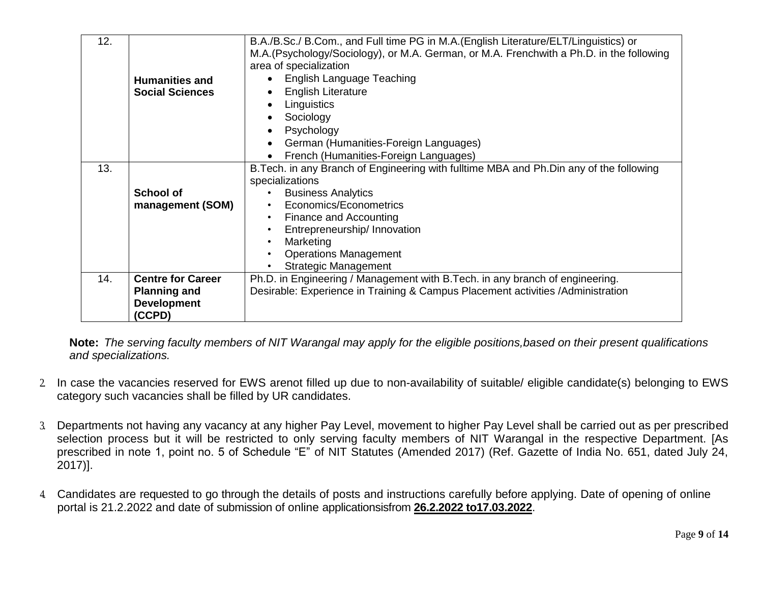| 12. | **Humanities and Social Sciences** | B.A./B.Sc./ B.Com., and Full time PG in M.A.(English Literature/ELT/Linguistics) or M.A.(Psychology/Sociology), or M.A. German, or M.A. Frenchwith a Ph.D. in the following area of specialization<br>• English Language Teaching<br>• English Literature<br>• Linguistics<br>• Sociology<br>• Psychology<br>• German (Humanities-Foreign Languages)<br>• French (Humanities-Foreign Languages) |
|---|---|---|
| 13. | **School of management (SOM)** | B.Tech. in any Branch of Engineering with fulltime MBA and Ph.Din any of the following specializations<br>• Business Analytics<br>• Economics/Econometrics<br>• Finance and Accounting<br>• Entrepreneurship/ Innovation<br>• Marketing<br>• Operations Management<br>• Strategic Management |
| 14. | **Centre for Career Planning and Development (CCPD)** | Ph.D. in Engineering / Management with B.Tech. in any branch of engineering.<br>Desirable: Experience in Training & Campus Placement activities /Administration |

**Note:** *The serving faculty members of NIT Warangal may apply for the eligible positions,based on their present qualifications and specializations.*

2. In case the vacancies reserved for EWS arenot filled up due to non-availability of suitable/ eligible candidate(s) belonging to EWS category such vacancies shall be filled by UR candidates.

3. Departments not having any vacancy at any higher Pay Level, movement to higher Pay Level shall be carried out as per prescribed selection process but it will be restricted to only serving faculty members of NIT Warangal in the respective Department. [As prescribed in note 1, point no. 5 of Schedule "E" of NIT Statutes (Amended 2017) (Ref. Gazette of India No. 651, dated July 24, 2017)].

4. Candidates are requested to go through the details of posts and instructions carefully before applying. Date of opening of online portal is 21.2.2022 and date of submission of online applicationsisfrom **26.2.2022 to17.03.2022**.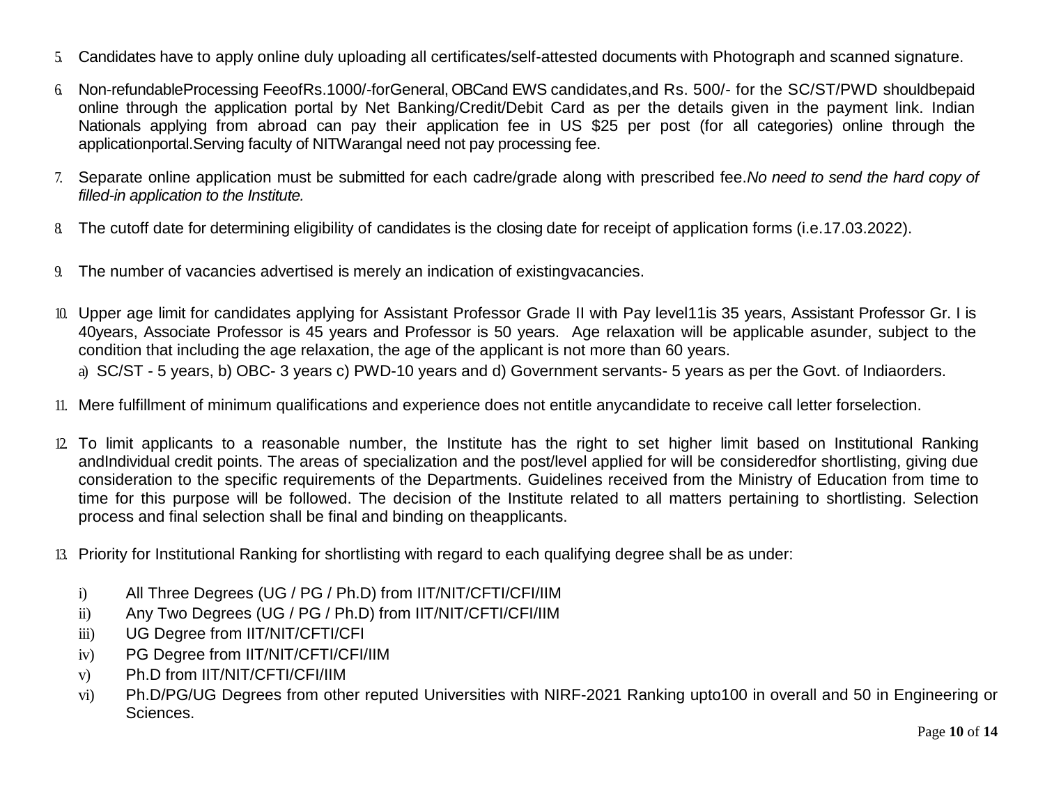5. Candidates have to apply online duly uploading all certificates/self-attested documents with Photograph and scanned signature.

6. Non-refundableProcessing FeeofRs.1000/-forGeneral, OBCand EWS candidates,and Rs. 500/- for the SC/ST/PWD shouldbepaid online through the application portal by Net Banking/Credit/Debit Card as per the details given in the payment link. Indian Nationals applying from abroad can pay their application fee in US $25 per post (for all categories) online through the applicationportal.Serving faculty of NITWarangal need not pay processing fee.

7. Separate online application must be submitted for each cadre/grade along with prescribed fee.*No need to send the hard copy of filled-in application to the Institute.*

8. The cutoff date for determining eligibility of candidates is the closing date for receipt of application forms (i.e.17.03.2022).

9. The number of vacancies advertised is merely an indication of existingvacancies.

10. Upper age limit for candidates applying for Assistant Professor Grade II with Pay level11is 35 years, Assistant Professor Gr. I is 40years, Associate Professor is 45 years and Professor is 50 years. Age relaxation will be applicable asunder, subject to the condition that including the age relaxation, the age of the applicant is not more than 60 years.

    a) SC/ST - 5 years, b) OBC- 3 years c) PWD-10 years and d) Government servants- 5 years as per the Govt. of Indiaorders.

11. Mere fulfillment of minimum qualifications and experience does not entitle anycandidate to receive call letter forselection.

12. To limit applicants to a reasonable number, the Institute has the right to set higher limit based on Institutional Ranking andIndividual credit points. The areas of specialization and the post/level applied for will be consideredfor shortlisting, giving due consideration to the specific requirements of the Departments. Guidelines received from the Ministry of Education from time to time for this purpose will be followed. The decision of the Institute related to all matters pertaining to shortlisting. Selection process and final selection shall be final and binding on theapplicants.

13. Priority for Institutional Ranking for shortlisting with regard to each qualifying degree shall be as under:

    i) All Three Degrees (UG / PG / Ph.D) from IIT/NIT/CFTI/CFI/IIM
    ii) Any Two Degrees (UG / PG / Ph.D) from IIT/NIT/CFTI/CFI/IIM
    iii) UG Degree from IIT/NIT/CFTI/CFI
    iv) PG Degree from IIT/NIT/CFTI/CFI/IIM
    v) Ph.D from IIT/NIT/CFTI/CFI/IIM
    vi) Ph.D/PG/UG Degrees from other reputed Universities with NIRF-2021 Ranking upto100 in overall and 50 in Engineering or Sciences.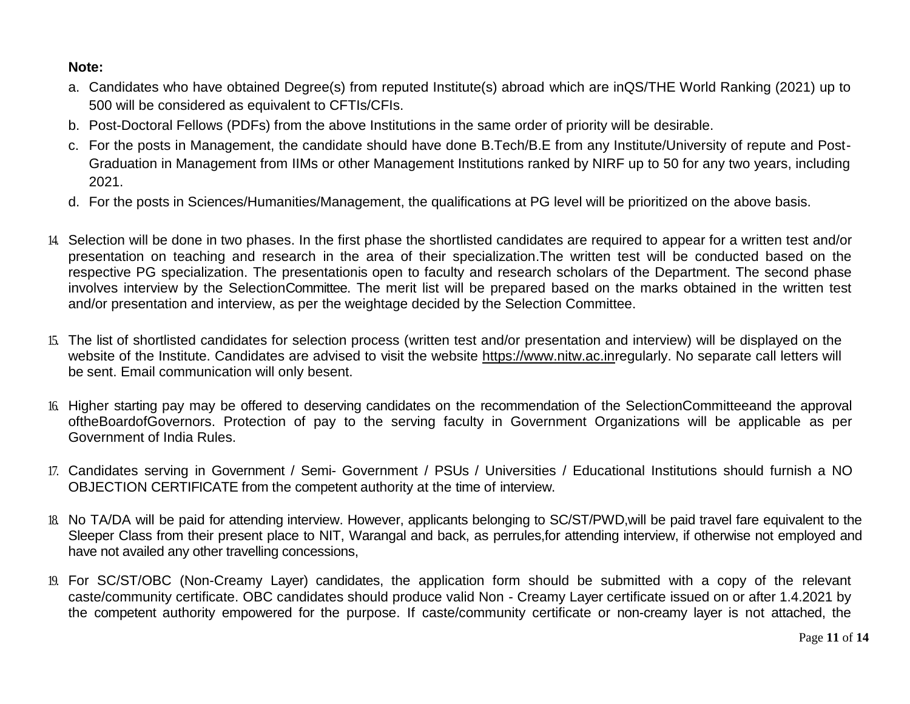**Note:**

a. Candidates who have obtained Degree(s) from reputed Institute(s) abroad which are inQS/THE World Ranking (2021) up to 500 will be considered as equivalent to CFTIs/CFIs.

b. Post-Doctoral Fellows (PDFs) from the above Institutions in the same order of priority will be desirable.

c. For the posts in Management, the candidate should have done B.Tech/B.E from any Institute/University of repute and Post-Graduation in Management from IIMs or other Management Institutions ranked by NIRF up to 50 for any two years, including 2021.

d. For the posts in Sciences/Humanities/Management, the qualifications at PG level will be prioritized on the above basis.

14. Selection will be done in two phases. In the first phase the shortlisted candidates are required to appear for a written test and/or presentation on teaching and research in the area of their specialization.The written test will be conducted based on the respective PG specialization. The presentationis open to faculty and research scholars of the Department. The second phase involves interview by the SelectionCommittee. The merit list will be prepared based on the marks obtained in the written test and/or presentation and interview, as per the weightage decided by the Selection Committee.

15. The list of shortlisted candidates for selection process (written test and/or presentation and interview) will be displayed on the website of the Institute. Candidates are advised to visit the website https://www.nitw.ac.inregularly. No separate call letters will be sent. Email communication will only besent.

16. Higher starting pay may be offered to deserving candidates on the recommendation of the SelectionCommitteeand the approval oftheBoardofGovernors. Protection of pay to the serving faculty in Government Organizations will be applicable as per Government of India Rules.

17. Candidates serving in Government / Semi- Government / PSUs / Universities / Educational Institutions should furnish a NO OBJECTION CERTIFICATE from the competent authority at the time of interview.

18. No TA/DA will be paid for attending interview. However, applicants belonging to SC/ST/PWD,will be paid travel fare equivalent to the Sleeper Class from their present place to NIT, Warangal and back, as perrules,for attending interview, if otherwise not employed and have not availed any other travelling concessions,

19. For SC/ST/OBC (Non-Creamy Layer) candidates, the application form should be submitted with a copy of the relevant caste/community certificate. OBC candidates should produce valid Non - Creamy Layer certificate issued on or after 1.4.2021 by the competent authority empowered for the purpose. If caste/community certificate or non-creamy layer is not attached, the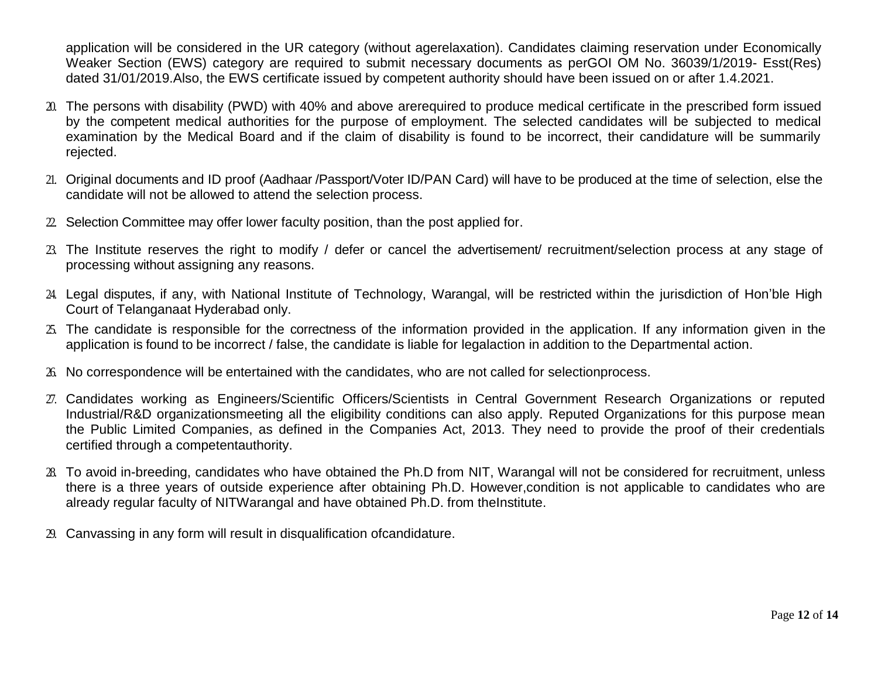application will be considered in the UR category (without agerelaxation). Candidates claiming reservation under Economically Weaker Section (EWS) category are required to submit necessary documents as perGOI OM No. 36039/1/2019- Esst(Res) dated 31/01/2019.Also, the EWS certificate issued by competent authority should have been issued on or after 1.4.2021.

20. The persons with disability (PWD) with 40% and above arerequired to produce medical certificate in the prescribed form issued by the competent medical authorities for the purpose of employment. The selected candidates will be subjected to medical examination by the Medical Board and if the claim of disability is found to be incorrect, their candidature will be summarily rejected.
21. Original documents and ID proof (Aadhaar /Passport/Voter ID/PAN Card) will have to be produced at the time of selection, else the candidate will not be allowed to attend the selection process.
22. Selection Committee may offer lower faculty position, than the post applied for.
23. The Institute reserves the right to modify / defer or cancel the advertisement/ recruitment/selection process at any stage of processing without assigning any reasons.
24. Legal disputes, if any, with National Institute of Technology, Warangal, will be restricted within the jurisdiction of Hon'ble High Court of Telanganaat Hyderabad only.
25. The candidate is responsible for the correctness of the information provided in the application. If any information given in the application is found to be incorrect / false, the candidate is liable for legalaction in addition to the Departmental action.
26. No correspondence will be entertained with the candidates, who are not called for selectionprocess.
27. Candidates working as Engineers/Scientific Officers/Scientists in Central Government Research Organizations or reputed Industrial/R&D organizationsmeeting all the eligibility conditions can also apply. Reputed Organizations for this purpose mean the Public Limited Companies, as defined in the Companies Act, 2013. They need to provide the proof of their credentials certified through a competentauthority.
28. To avoid in-breeding, candidates who have obtained the Ph.D from NIT, Warangal will not be considered for recruitment, unless there is a three years of outside experience after obtaining Ph.D. However,condition is not applicable to candidates who are already regular faculty of NITWarangal and have obtained Ph.D. from theInstitute.
29. Canvassing in any form will result in disqualification ofcandidature.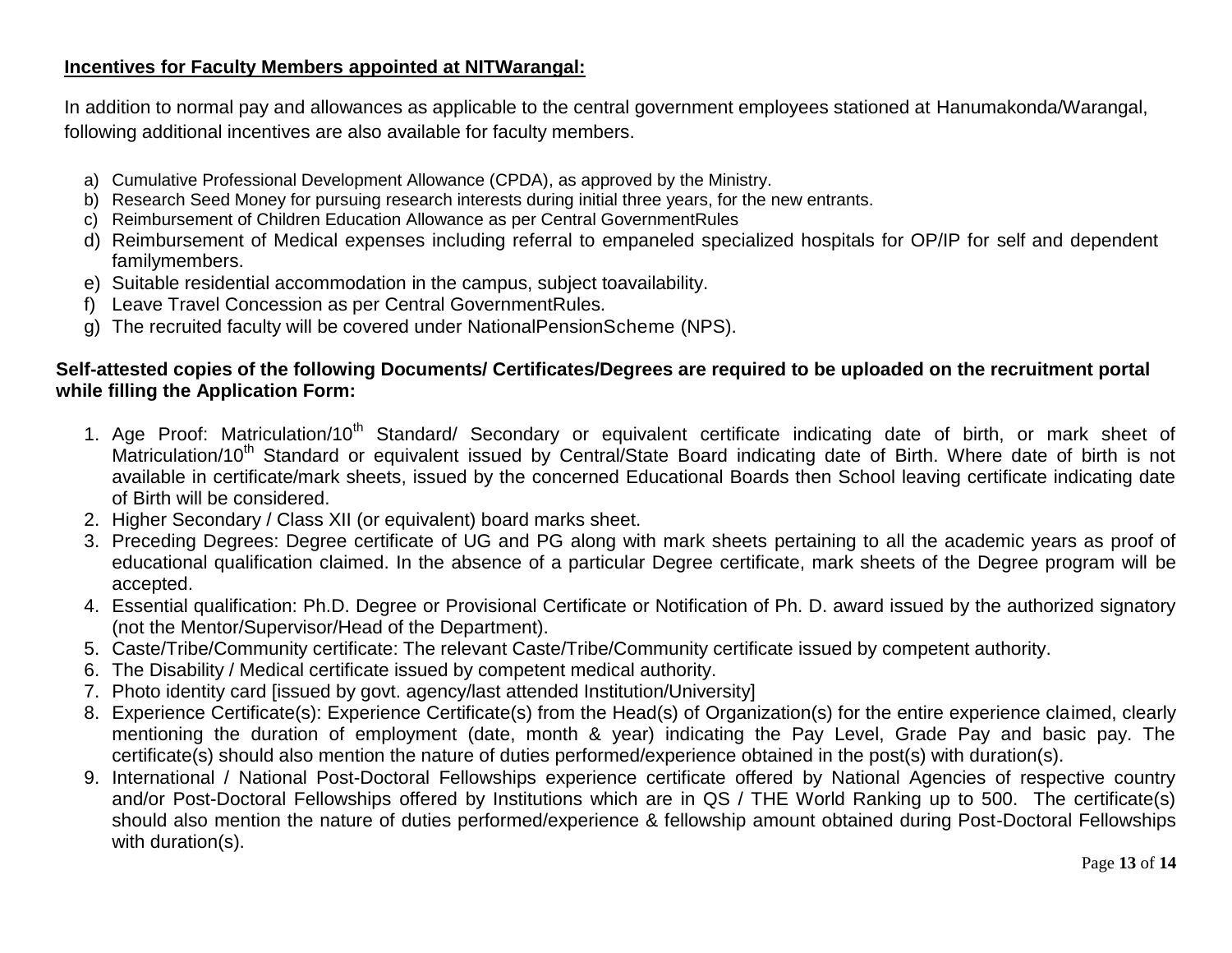**Incentives for Faculty Members appointed at NITWarangal:**

In addition to normal pay and allowances as applicable to the central government employees stationed at Hanumakonda/Warangal, following additional incentives are also available for faculty members.

a) Cumulative Professional Development Allowance (CPDA), as approved by the Ministry.
b) Research Seed Money for pursuing research interests during initial three years, for the new entrants.
c) Reimbursement of Children Education Allowance as per Central GovernmentRules
d) Reimbursement of Medical expenses including referral to empaneled specialized hospitals for OP/IP for self and dependent familymembers.
e) Suitable residential accommodation in the campus, subject toavailability.
f) Leave Travel Concession as per Central GovernmentRules.
g) The recruited faculty will be covered under NationalPensionScheme (NPS).

**Self-attested copies of the following Documents/ Certificates/Degrees are required to be uploaded on the recruitment portal while filling the Application Form:**

1. Age Proof: Matriculation/10th Standard/ Secondary or equivalent certificate indicating date of birth, or mark sheet of Matriculation/10th Standard or equivalent issued by Central/State Board indicating date of Birth. Where date of birth is not available in certificate/mark sheets, issued by the concerned Educational Boards then School leaving certificate indicating date of Birth will be considered.
2. Higher Secondary / Class XII (or equivalent) board marks sheet.
3. Preceding Degrees: Degree certificate of UG and PG along with mark sheets pertaining to all the academic years as proof of educational qualification claimed. In the absence of a particular Degree certificate, mark sheets of the Degree program will be accepted.
4. Essential qualification: Ph.D. Degree or Provisional Certificate or Notification of Ph. D. award issued by the authorized signatory (not the Mentor/Supervisor/Head of the Department).
5. Caste/Tribe/Community certificate: The relevant Caste/Tribe/Community certificate issued by competent authority.
6. The Disability / Medical certificate issued by competent medical authority.
7. Photo identity card [issued by govt. agency/last attended Institution/University]
8. Experience Certificate(s): Experience Certificate(s) from the Head(s) of Organization(s) for the entire experience claimed, clearly mentioning the duration of employment (date, month & year) indicating the Pay Level, Grade Pay and basic pay. The certificate(s) should also mention the nature of duties performed/experience obtained in the post(s) with duration(s).
9. International / National Post-Doctoral Fellowships experience certificate offered by National Agencies of respective country and/or Post-Doctoral Fellowships offered by Institutions which are in QS / THE World Ranking up to 500. The certificate(s) should also mention the nature of duties performed/experience & fellowship amount obtained during Post-Doctoral Fellowships with duration(s).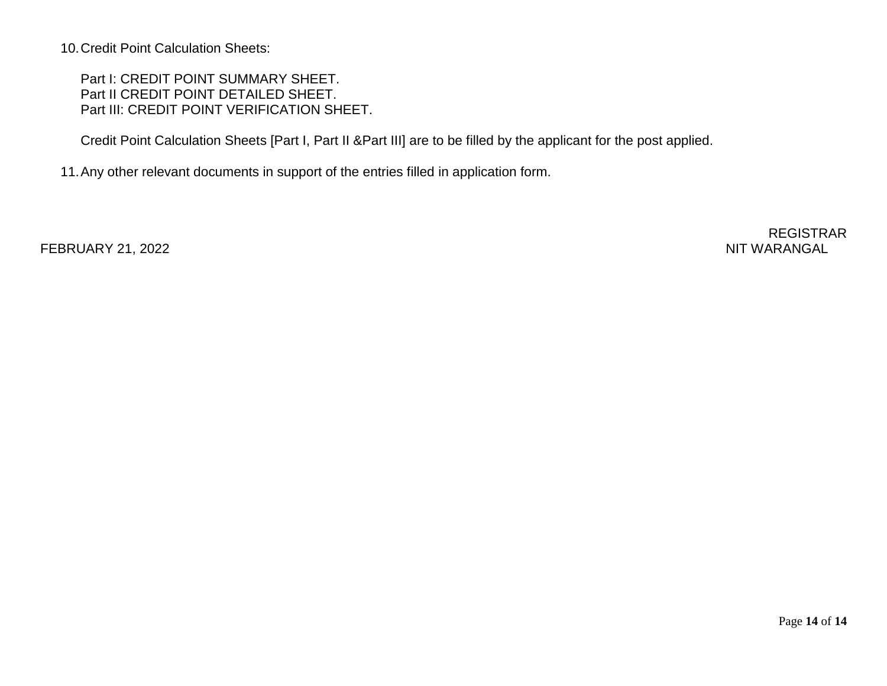10. Credit Point Calculation Sheets:

    Part I: CREDIT POINT SUMMARY SHEET.
    Part II CREDIT POINT DETAILED SHEET.
    Part III: CREDIT POINT VERIFICATION SHEET.

    Credit Point Calculation Sheets [Part I, Part II &Part III] are to be filled by the applicant for the post applied.

11. Any other relevant documents in support of the entries filled in application form.

REGISTRAR
NIT WARANGAL

FEBRUARY 21, 2022